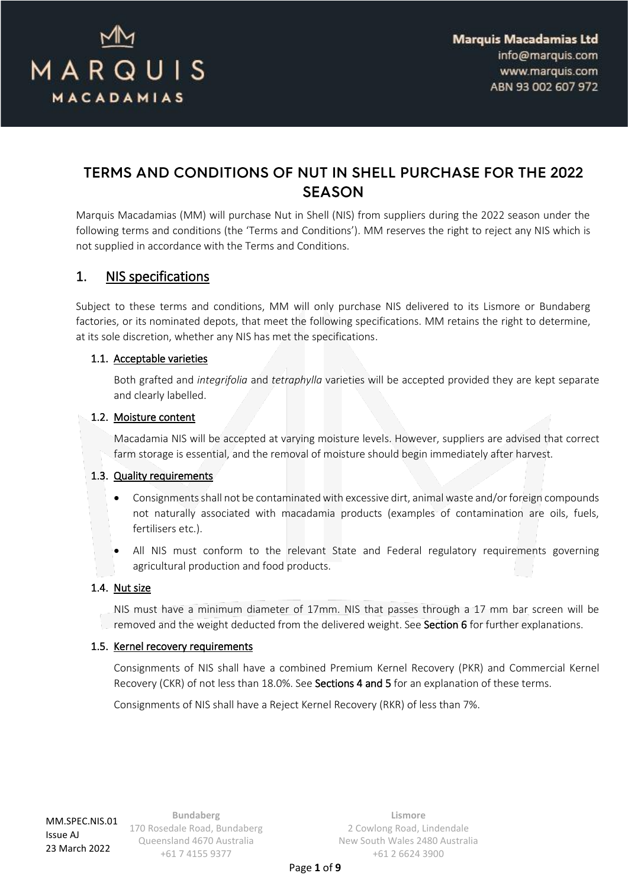# TERMS AND CONDITIONS OF NUT IN SHELL PURCHASE FOR THE 2022 SEASON

Marquis Macadamias (MM) will purchase Nut in Shell (NIS) from suppliers during the 2022 season under the following terms and conditions (the 'Terms and Conditions'). MM reserves the right to reject any NIS which is not supplied in accordance with the Terms and Conditions.

## 1. NIS specifications

Subject to these terms and conditions, MM will only purchase NIS delivered to its Lismore or Bundaberg factories, or its nominated depots, that meet the following specifications. MM retains the right to determine, at its sole discretion, whether any NIS has met the specifications.

### 1.1. Acceptable varieties

Both grafted and *integrifolia* and *tetraphylla* varieties will be accepted provided they are kept separate and clearly labelled.

### 1.2. Moisture content

Macadamia NIS will be accepted at varying moisture levels. However, suppliers are advised that correct farm storage is essential, and the removal of moisture should begin immediately after harvest.

### 1.3. Quality requirements

- Consignments shall not be contaminated with excessive dirt, animal waste and/or foreign compounds not naturally associated with macadamia products (examples of contamination are oils, fuels, fertilisers etc.).
- All NIS must conform to the relevant State and Federal regulatory requirements governing agricultural production and food products.

### 1.4. Nut size

NIS must have a minimum diameter of 17mm. NIS that passes through a 17 mm bar screen will be removed and the weight deducted from the delivered weight. See **Section 6** for further explanations.

### 1.5. Kernel recovery requirements

Consignments of NIS shall have a combined Premium Kernel Recovery (PKR) and Commercial Kernel Recovery (CKR) of not less than 18.0%. See **Sections 4 and 5** for an explanation of these terms.

Consignments of NIS shall have a Reject Kernel Recovery (RKR) of less than 7%.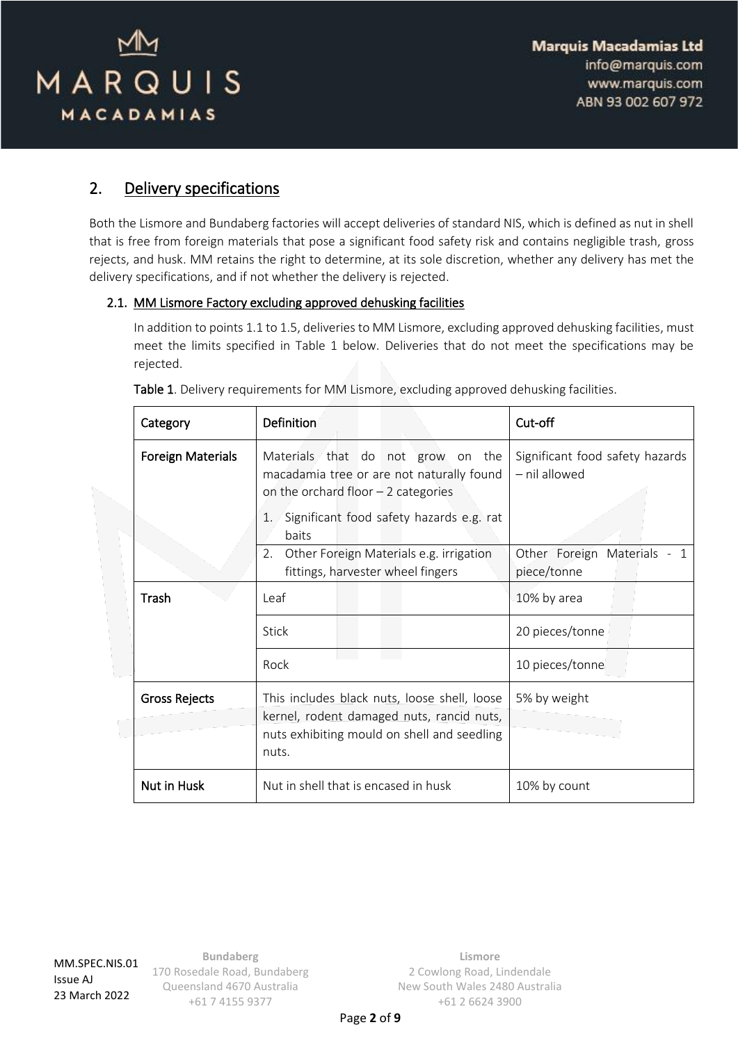## 2. Delivery specifications

Both the Lismore and Bundaberg factories will accept deliveries of standard NIS, which is defined as nut in shell that is free from foreign materials that pose a significant food safety risk and contains negligible trash, gross rejects, and husk. MM retains the right to determine, at its sole discretion, whether any delivery has met the delivery specifications, and if not whether the delivery is rejected.

### 2.1. MM Lismore Factory excluding approved dehusking facilities

In addition to points 1.1 to 1.5, deliveries to MM Lismore, excluding approved dehusking facilities, must meet the limits specified in Table 1 below. Deliveries that do not meet the specifications may be rejected.

**Table 1**. Delivery requirements for MM Lismore, excluding approved dehusking facilities.

| Category | Definition | Cut-off |
|---|---|---|
| Foreign Materials | Materials that do not grow on the macadamia tree or are not naturally found on the orchard floor – 2 categories<br>1. Significant food safety hazards e.g. rat baits | Significant food safety hazards – nil allowed |
| | 2. Other Foreign Materials e.g. irrigation fittings, harvester wheel fingers | Other Foreign Materials - 1 piece/tonne |
| Trash | Leaf | 10% by area |
| | Stick | 20 pieces/tonne |
| | Rock | 10 pieces/tonne |
| Gross Rejects | This includes black nuts, loose shell, loose kernel, rodent damaged nuts, rancid nuts, nuts exhibiting mould on shell and seedling nuts. | 5% by weight |
| Nut in Husk | Nut in shell that is encased in husk | 10% by count |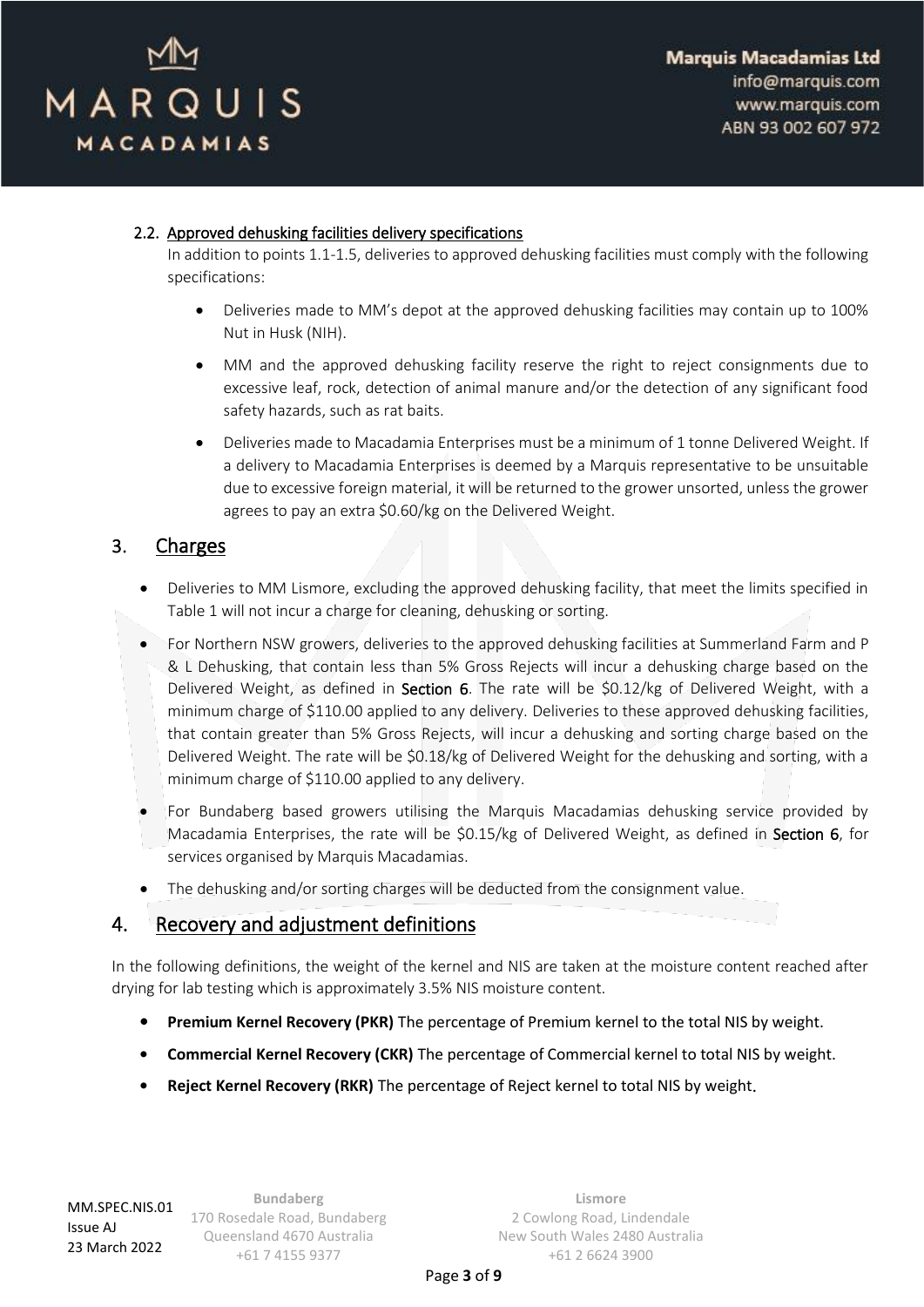### 2.2. Approved dehusking facilities delivery specifications

In addition to points 1.1-1.5, deliveries to approved dehusking facilities must comply with the following specifications:

- Deliveries made to MM's depot at the approved dehusking facilities may contain up to 100% Nut in Husk (NIH).
- MM and the approved dehusking facility reserve the right to reject consignments due to excessive leaf, rock, detection of animal manure and/or the detection of any significant food safety hazards, such as rat baits.
- Deliveries made to Macadamia Enterprises must be a minimum of 1 tonne Delivered Weight. If a delivery to Macadamia Enterprises is deemed by a Marquis representative to be unsuitable due to excessive foreign material, it will be returned to the grower unsorted, unless the grower agrees to pay an extra $0.60/kg on the Delivered Weight.

## 3. Charges

- Deliveries to MM Lismore, excluding the approved dehusking facility, that meet the limits specified in Table 1 will not incur a charge for cleaning, dehusking or sorting.
- For Northern NSW growers, deliveries to the approved dehusking facilities at Summerland Farm and P & L Dehusking, that contain less than 5% Gross Rejects will incur a dehusking charge based on the Delivered Weight, as defined in **Section 6**. The rate will be $0.12/kg of Delivered Weight, with a minimum charge of $110.00 applied to any delivery. Deliveries to these approved dehusking facilities, that contain greater than 5% Gross Rejects, will incur a dehusking and sorting charge based on the Delivered Weight. The rate will be $0.18/kg of Delivered Weight for the dehusking and sorting, with a minimum charge of $110.00 applied to any delivery.
- For Bundaberg based growers utilising the Marquis Macadamias dehusking service provided by Macadamia Enterprises, the rate will be $0.15/kg of Delivered Weight, as defined in **Section 6**, for services organised by Marquis Macadamias.
- The dehusking and/or sorting charges will be deducted from the consignment value.

## 4. Recovery and adjustment definitions

In the following definitions, the weight of the kernel and NIS are taken at the moisture content reached after drying for lab testing which is approximately 3.5% NIS moisture content.

- **Premium Kernel Recovery (PKR)** The percentage of Premium kernel to the total NIS by weight.
- **Commercial Kernel Recovery (CKR)** The percentage of Commercial kernel to total NIS by weight.
- **Reject Kernel Recovery (RKR)** The percentage of Reject kernel to total NIS by weight.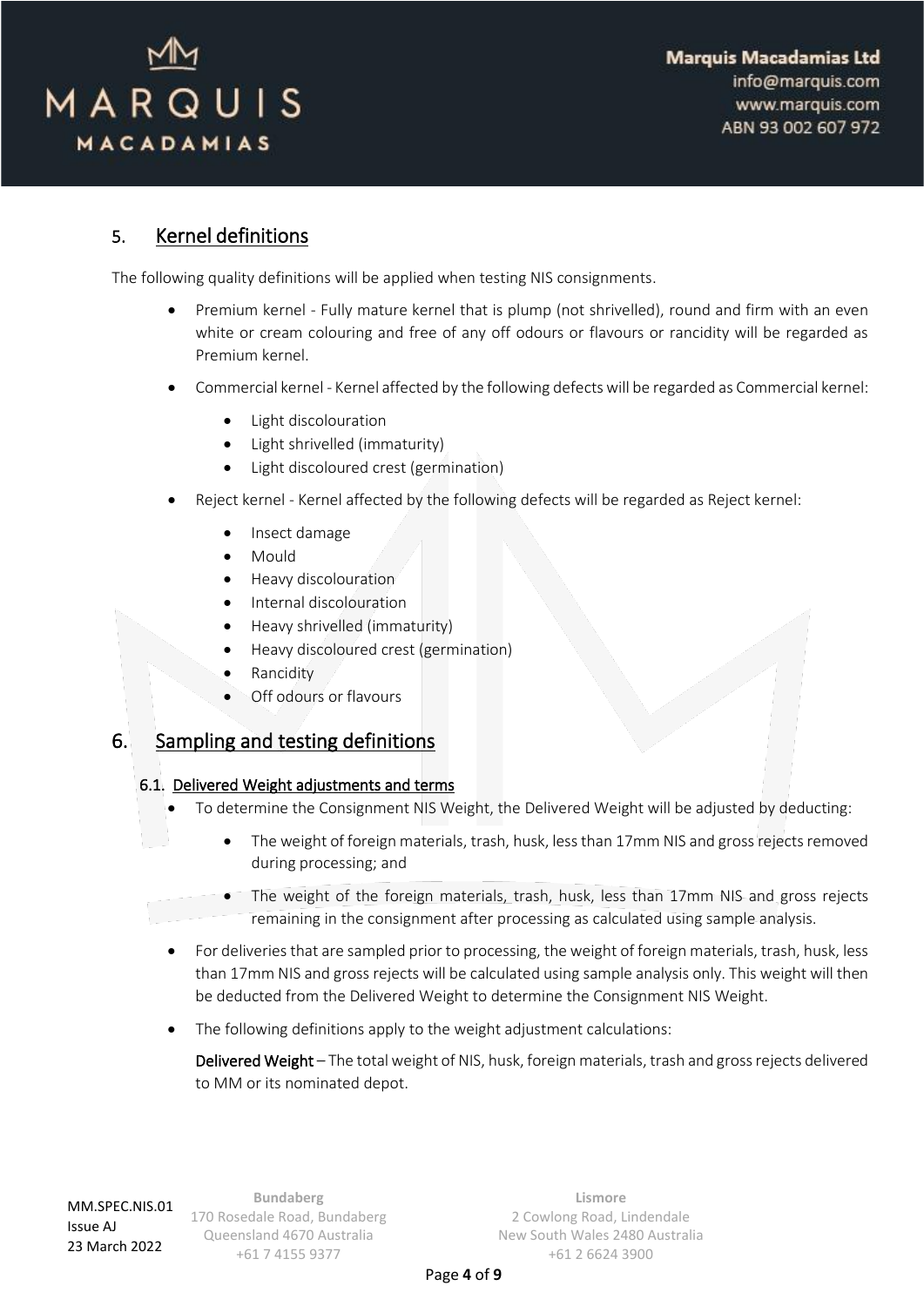## 5. Kernel definitions

The following quality definitions will be applied when testing NIS consignments.

- Premium kernel - Fully mature kernel that is plump (not shrivelled), round and firm with an even white or cream colouring and free of any off odours or flavours or rancidity will be regarded as Premium kernel.
- Commercial kernel - Kernel affected by the following defects will be regarded as Commercial kernel:
    - Light discolouration
    - Light shrivelled (immaturity)
    - Light discoloured crest (germination)
- Reject kernel - Kernel affected by the following defects will be regarded as Reject kernel:
    - Insect damage
    - Mould
    - Heavy discolouration
    - Internal discolouration
    - Heavy shrivelled (immaturity)
    - Heavy discoloured crest (germination)
    - Rancidity
    - Off odours or flavours

## 6. Sampling and testing definitions

### 6.1. Delivered Weight adjustments and terms

- To determine the Consignment NIS Weight, the Delivered Weight will be adjusted by deducting:
    - The weight of foreign materials, trash, husk, less than 17mm NIS and gross rejects removed during processing; and
    - The weight of the foreign materials, trash, husk, less than 17mm NIS and gross rejects remaining in the consignment after processing as calculated using sample analysis.
- For deliveries that are sampled prior to processing, the weight of foreign materials, trash, husk, less than 17mm NIS and gross rejects will be calculated using sample analysis only. This weight will then be deducted from the Delivered Weight to determine the Consignment NIS Weight.
- The following definitions apply to the weight adjustment calculations:

  **Delivered Weight** – The total weight of NIS, husk, foreign materials, trash and gross rejects delivered to MM or its nominated depot.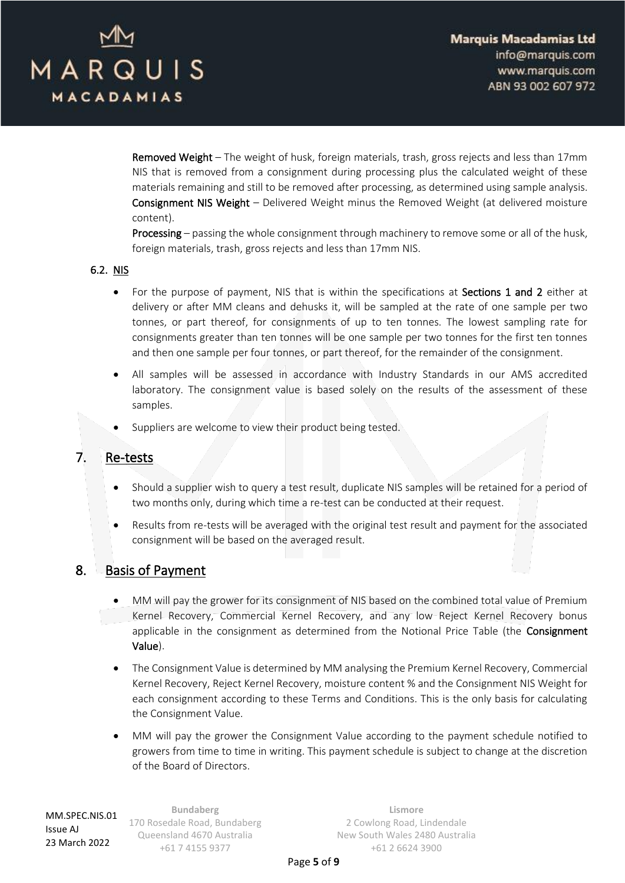**Removed Weight** – The weight of husk, foreign materials, trash, gross rejects and less than 17mm NIS that is removed from a consignment during processing plus the calculated weight of these materials remaining and still to be removed after processing, as determined using sample analysis.

**Consignment NIS Weight** – Delivered Weight minus the Removed Weight (at delivered moisture content).

**Processing** – passing the whole consignment through machinery to remove some or all of the husk, foreign materials, trash, gross rejects and less than 17mm NIS.

### 6.2. NIS

- For the purpose of payment, NIS that is within the specifications at **Sections 1 and 2** either at delivery or after MM cleans and dehusks it, will be sampled at the rate of one sample per two tonnes, or part thereof, for consignments of up to ten tonnes. The lowest sampling rate for consignments greater than ten tonnes will be one sample per two tonnes for the first ten tonnes and then one sample per four tonnes, or part thereof, for the remainder of the consignment.
- All samples will be assessed in accordance with Industry Standards in our AMS accredited laboratory. The consignment value is based solely on the results of the assessment of these samples.
- Suppliers are welcome to view their product being tested.

## 7. Re-tests

- Should a supplier wish to query a test result, duplicate NIS samples will be retained for a period of two months only, during which time a re-test can be conducted at their request.
- Results from re-tests will be averaged with the original test result and payment for the associated consignment will be based on the averaged result.

## 8. Basis of Payment

- MM will pay the grower for its consignment of NIS based on the combined total value of Premium Kernel Recovery, Commercial Kernel Recovery, and any low Reject Kernel Recovery bonus applicable in the consignment as determined from the Notional Price Table (the **Consignment Value**).
- The Consignment Value is determined by MM analysing the Premium Kernel Recovery, Commercial Kernel Recovery, Reject Kernel Recovery, moisture content % and the Consignment NIS Weight for each consignment according to these Terms and Conditions. This is the only basis for calculating the Consignment Value.
- MM will pay the grower the Consignment Value according to the payment schedule notified to growers from time to time in writing. This payment schedule is subject to change at the discretion of the Board of Directors.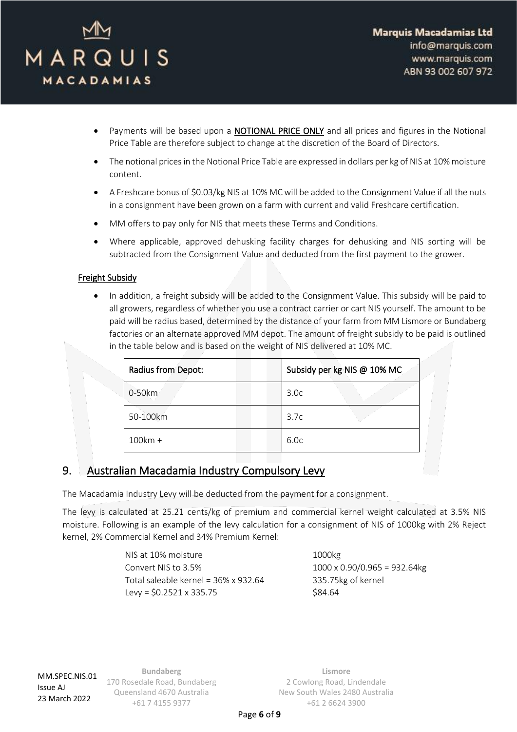- Payments will be based upon a **NOTIONAL PRICE ONLY** and all prices and figures in the Notional Price Table are therefore subject to change at the discretion of the Board of Directors.
- The notional prices in the Notional Price Table are expressed in dollars per kg of NIS at 10% moisture content.
- A Freshcare bonus of $0.03/kg NIS at 10% MC will be added to the Consignment Value if all the nuts in a consignment have been grown on a farm with current and valid Freshcare certification.
- MM offers to pay only for NIS that meets these Terms and Conditions.
- Where applicable, approved dehusking facility charges for dehusking and NIS sorting will be subtracted from the Consignment Value and deducted from the first payment to the grower.

### Freight Subsidy

- In addition, a freight subsidy will be added to the Consignment Value. This subsidy will be paid to all growers, regardless of whether you use a contract carrier or cart NIS yourself. The amount to be paid will be radius based, determined by the distance of your farm from MM Lismore or Bundaberg factories or an alternate approved MM depot. The amount of freight subsidy to be paid is outlined in the table below and is based on the weight of NIS delivered at 10% MC.

| Radius from Depot: | Subsidy per kg NIS @ 10% MC |
| --- | --- |
| 0-50km | 3.0c |
| 50-100km | 3.7c |
| 100km + | 6.0c |

## 9. Australian Macadamia Industry Compulsory Levy

The Macadamia Industry Levy will be deducted from the payment for a consignment.

The levy is calculated at 25.21 cents/kg of premium and commercial kernel weight calculated at 3.5% NIS moisture. Following is an example of the levy calculation for a consignment of NIS of 1000kg with 2% Reject kernel, 2% Commercial Kernel and 34% Premium Kernel:

| | |
| --- | --- |
| NIS at 10% moisture | 1000kg |
| Convert NIS to 3.5% | 1000 x 0.90/0.965 = 932.64kg |
| Total saleable kernel = 36% x 932.64 | 335.75kg of kernel |
| Levy = $0.2521 x 335.75 | $84.64 |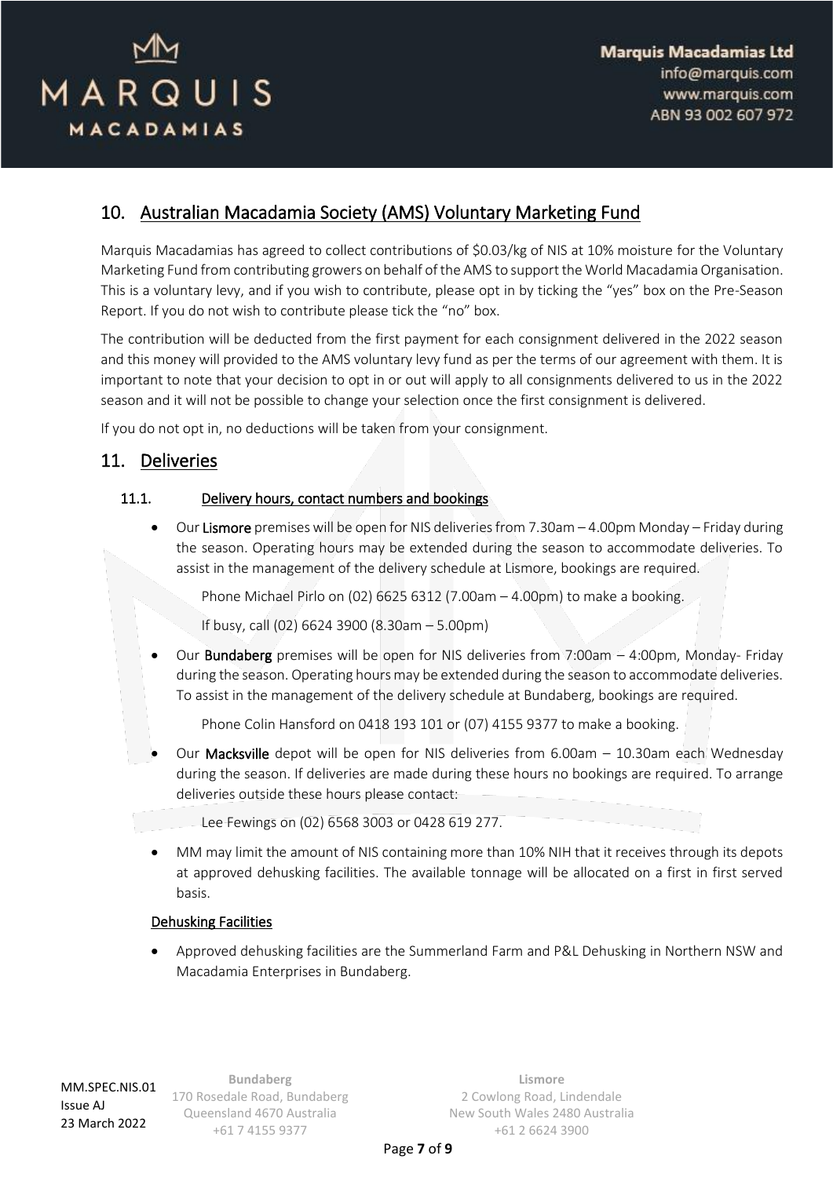## 10. Australian Macadamia Society (AMS) Voluntary Marketing Fund

Marquis Macadamias has agreed to collect contributions of $0.03/kg of NIS at 10% moisture for the Voluntary Marketing Fund from contributing growers on behalf of the AMS to support the World Macadamia Organisation. This is a voluntary levy, and if you wish to contribute, please opt in by ticking the "yes" box on the Pre-Season Report. If you do not wish to contribute please tick the "no" box.

The contribution will be deducted from the first payment for each consignment delivered in the 2022 season and this money will provided to the AMS voluntary levy fund as per the terms of our agreement with them. It is important to note that your decision to opt in or out will apply to all consignments delivered to us in the 2022 season and it will not be possible to change your selection once the first consignment is delivered.

If you do not opt in, no deductions will be taken from your consignment.

## 11. Deliveries

### 11.1. Delivery hours, contact numbers and bookings

- Our **Lismore** premises will be open for NIS deliveries from 7.30am – 4.00pm Monday – Friday during the season. Operating hours may be extended during the season to accommodate deliveries. To assist in the management of the delivery schedule at Lismore, bookings are required.

  Phone Michael Pirlo on (02) 6625 6312 (7.00am – 4.00pm) to make a booking.

  If busy, call (02) 6624 3900 (8.30am – 5.00pm)

- Our **Bundaberg** premises will be open for NIS deliveries from 7:00am – 4:00pm, Monday- Friday during the season. Operating hours may be extended during the season to accommodate deliveries. To assist in the management of the delivery schedule at Bundaberg, bookings are required.

  Phone Colin Hansford on 0418 193 101 or (07) 4155 9377 to make a booking.

- Our **Macksville** depot will be open for NIS deliveries from 6.00am – 10.30am each Wednesday during the season. If deliveries are made during these hours no bookings are required. To arrange deliveries outside these hours please contact:

  Lee Fewings on (02) 6568 3003 or 0428 619 277.

- MM may limit the amount of NIS containing more than 10% NIH that it receives through its depots at approved dehusking facilities. The available tonnage will be allocated on a first in first served basis.

#### Dehusking Facilities

- Approved dehusking facilities are the Summerland Farm and P&L Dehusking in Northern NSW and Macadamia Enterprises in Bundaberg.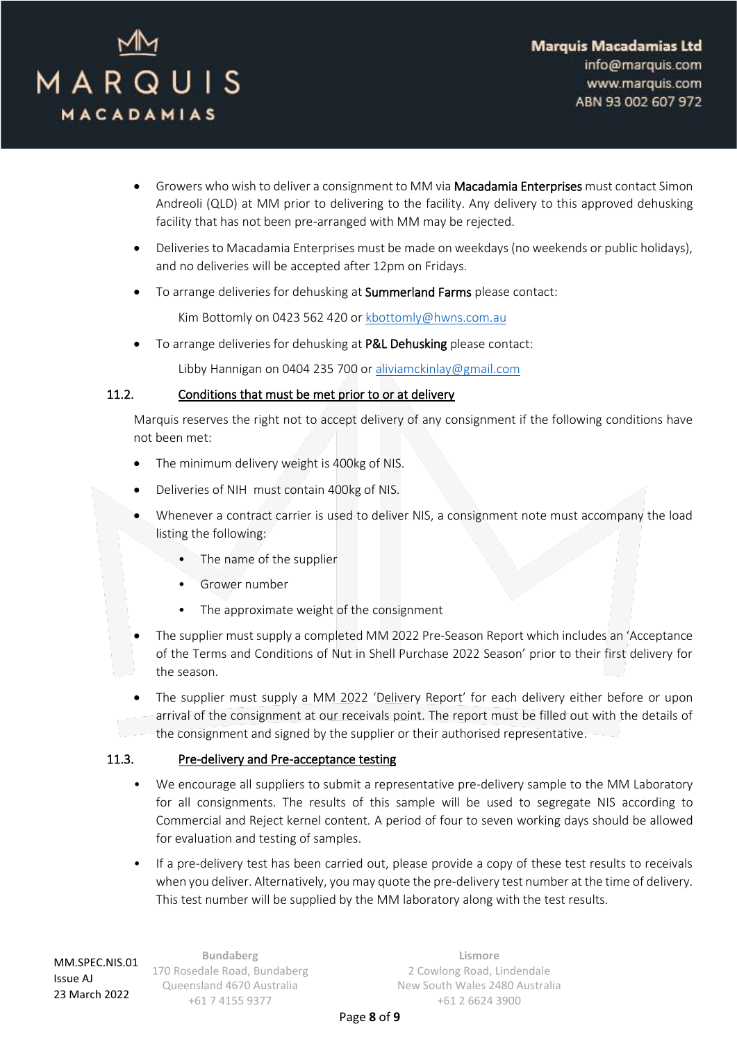- Growers who wish to deliver a consignment to MM via **Macadamia Enterprises** must contact Simon Andreoli (QLD) at MM prior to delivering to the facility. Any delivery to this approved dehusking facility that has not been pre-arranged with MM may be rejected.
- Deliveries to Macadamia Enterprises must be made on weekdays (no weekends or public holidays), and no deliveries will be accepted after 12pm on Fridays.
- To arrange deliveries for dehusking at **Summerland Farms** please contact:

  Kim Bottomly on 0423 562 420 or kbottomly@hwns.com.au

- To arrange deliveries for dehusking at **P&L Dehusking** please contact:

  Libby Hannigan on 0404 235 700 or aliviamckinlay@gmail.com

### 11.2. Conditions that must be met prior to or at delivery

Marquis reserves the right not to accept delivery of any consignment if the following conditions have not been met:

- The minimum delivery weight is 400kg of NIS.
- Deliveries of NIH must contain 400kg of NIS.
- Whenever a contract carrier is used to deliver NIS, a consignment note must accompany the load listing the following:
  - The name of the supplier
  - Grower number
  - The approximate weight of the consignment
- The supplier must supply a completed MM 2022 Pre-Season Report which includes an 'Acceptance of the Terms and Conditions of Nut in Shell Purchase 2022 Season' prior to their first delivery for the season.
- The supplier must supply a MM 2022 'Delivery Report' for each delivery either before or upon arrival of the consignment at our receivals point. The report must be filled out with the details of the consignment and signed by the supplier or their authorised representative.

### 11.3. Pre-delivery and Pre-acceptance testing

- We encourage all suppliers to submit a representative pre-delivery sample to the MM Laboratory for all consignments. The results of this sample will be used to segregate NIS according to Commercial and Reject kernel content. A period of four to seven working days should be allowed for evaluation and testing of samples.
- If a pre-delivery test has been carried out, please provide a copy of these test results to receivals when you deliver. Alternatively, you may quote the pre-delivery test number at the time of delivery. This test number will be supplied by the MM laboratory along with the test results.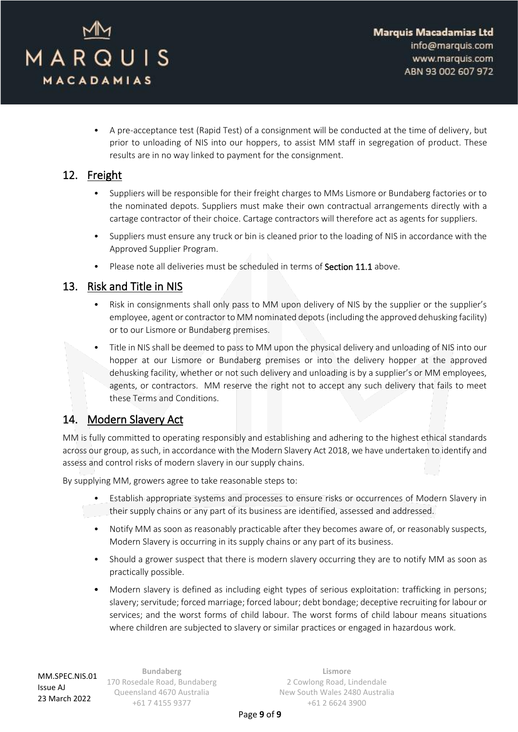- A pre-acceptance test (Rapid Test) of a consignment will be conducted at the time of delivery, but prior to unloading of NIS into our hoppers, to assist MM staff in segregation of product. These results are in no way linked to payment for the consignment.

## 12. Freight

- Suppliers will be responsible for their freight charges to MMs Lismore or Bundaberg factories or to the nominated depots. Suppliers must make their own contractual arrangements directly with a cartage contractor of their choice. Cartage contractors will therefore act as agents for suppliers.
- Suppliers must ensure any truck or bin is cleaned prior to the loading of NIS in accordance with the Approved Supplier Program.
- Please note all deliveries must be scheduled in terms of **Section 11.1** above.

## 13. Risk and Title in NIS

- Risk in consignments shall only pass to MM upon delivery of NIS by the supplier or the supplier's employee, agent or contractor to MM nominated depots (including the approved dehusking facility) or to our Lismore or Bundaberg premises.
- Title in NIS shall be deemed to pass to MM upon the physical delivery and unloading of NIS into our hopper at our Lismore or Bundaberg premises or into the delivery hopper at the approved dehusking facility, whether or not such delivery and unloading is by a supplier's or MM employees, agents, or contractors. MM reserve the right not to accept any such delivery that fails to meet these Terms and Conditions.

## 14. Modern Slavery Act

MM is fully committed to operating responsibly and establishing and adhering to the highest ethical standards across our group, as such, in accordance with the Modern Slavery Act 2018, we have undertaken to identify and assess and control risks of modern slavery in our supply chains.

By supplying MM, growers agree to take reasonable steps to:

- Establish appropriate systems and processes to ensure risks or occurrences of Modern Slavery in their supply chains or any part of its business are identified, assessed and addressed.
- Notify MM as soon as reasonably practicable after they becomes aware of, or reasonably suspects, Modern Slavery is occurring in its supply chains or any part of its business.
- Should a grower suspect that there is modern slavery occurring they are to notify MM as soon as practically possible.
- Modern slavery is defined as including eight types of serious exploitation: trafficking in persons; slavery; servitude; forced marriage; forced labour; debt bondage; deceptive recruiting for labour or services; and the worst forms of child labour. The worst forms of child labour means situations where children are subjected to slavery or similar practices or engaged in hazardous work.